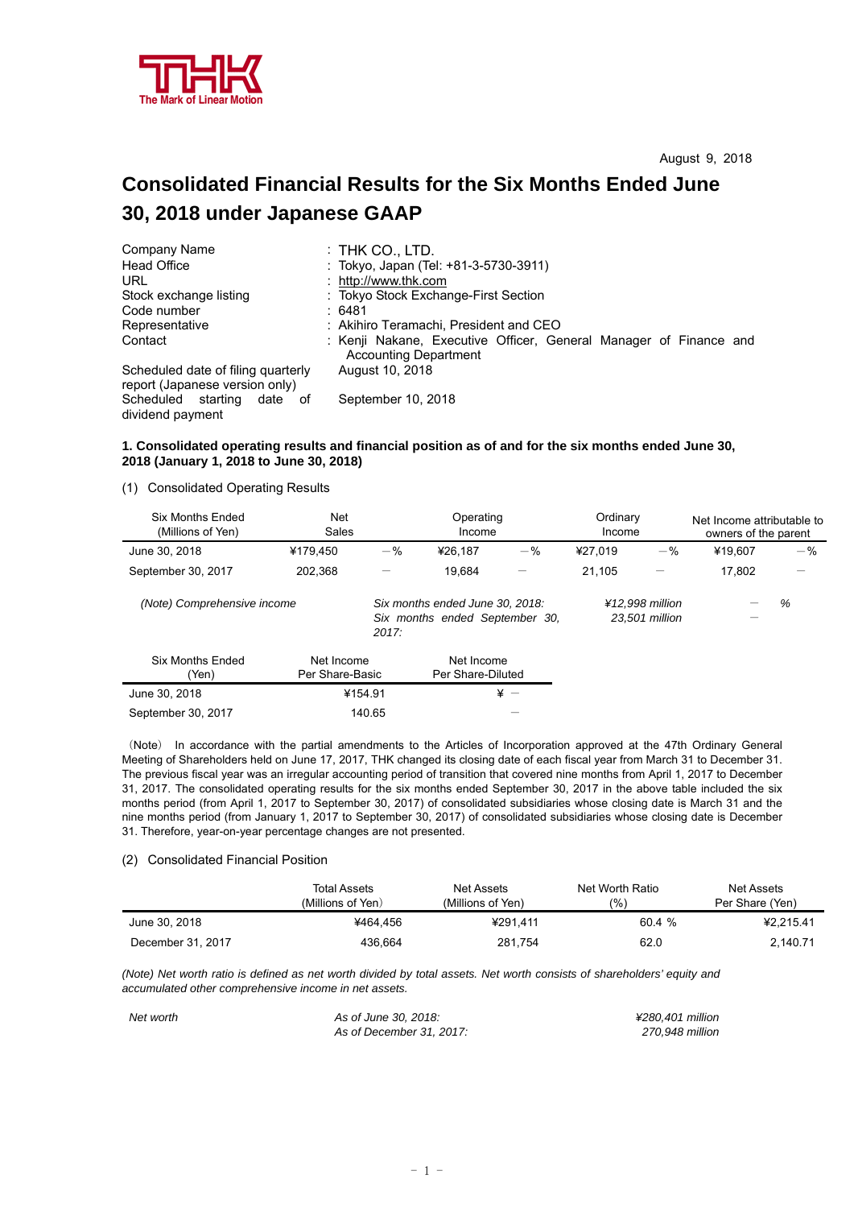THK
The Mark of Linear Motion

August 9, 2018

# Consolidated Financial Results for the Six Months Ended June 30, 2018 under Japanese GAAP

| | |
|---|---|
| Company Name | : THK CO., LTD. |
| Head Office | : Tokyo, Japan (Tel: +81-3-5730-3911) |
| URL | : http://www.thk.com |
| Stock exchange listing | : Tokyo Stock Exchange-First Section |
| Code number | : 6481 |
| Representative | : Akihiro Teramachi, President and CEO |
| Contact | : Kenji Nakane, Executive Officer, General Manager of Finance and Accounting Department |
| Scheduled date of filing quarterly report (Japanese version only) | August 10, 2018 |
| Scheduled starting date of dividend payment | September 10, 2018 |

**1. Consolidated operating results and financial position as of and for the six months ended June 30, 2018 (January 1, 2018 to June 30, 2018)**

(1) Consolidated Operating Results

| Six Months Ended (Millions of Yen) | Net Sales | | Operating Income | | Ordinary Income | | Net Income attributable to owners of the parent | |
|---|---|---|---|---|---|---|---|---|
| June 30, 2018 | ¥179,450 | −% | ¥26,187 | −% | ¥27,019 | −% | ¥19,607 | −% |
| September 30, 2017 | 202,368 | − | 19,684 | − | 21,105 | − | 17,802 | − |

*(Note) Comprehensive income*

| | | | |
|---|---|---|---|
| *Six months ended June 30, 2018:* | *¥12,998 million* | − | *%* |
| *Six months ended September 30, 2017:* | *23,501 million* | − | |

| Six Months Ended (Yen) | Net Income Per Share-Basic | Net Income Per Share-Diluted |
|---|---|---|
| June 30, 2018 | ¥154.91 | ¥ − |
| September 30, 2017 | 140.65 | − |

(Note) In accordance with the partial amendments to the Articles of Incorporation approved at the 47th Ordinary General Meeting of Shareholders held on June 17, 2017, THK changed its closing date of each fiscal year from March 31 to December 31. The previous fiscal year was an irregular accounting period of transition that covered nine months from April 1, 2017 to December 31, 2017. The consolidated operating results for the six months ended September 30, 2017 in the above table included the six months period (from April 1, 2017 to September 30, 2017) of consolidated subsidiaries whose closing date is March 31 and the nine months period (from January 1, 2017 to September 30, 2017) of consolidated subsidiaries whose closing date is December 31. Therefore, year-on-year percentage changes are not presented.

(2) Consolidated Financial Position

| | Total Assets (Millions of Yen) | Net Assets (Millions of Yen) | Net Worth Ratio (%) | Net Assets Per Share (Yen) |
|---|---|---|---|---|
| June 30, 2018 | ¥464,456 | ¥291,411 | 60.4 % | ¥2,215.41 |
| December 31, 2017 | 436,664 | 281,754 | 62.0 | 2,140.71 |

*(Note) Net worth ratio is defined as net worth divided by total assets. Net worth consists of shareholders' equity and accumulated other comprehensive income in net assets.*

| | | |
|---|---|---|
| *Net worth* | *As of June 30, 2018:* | *¥280,401 million* |
| | *As of December 31, 2017:* | *270,948 million* |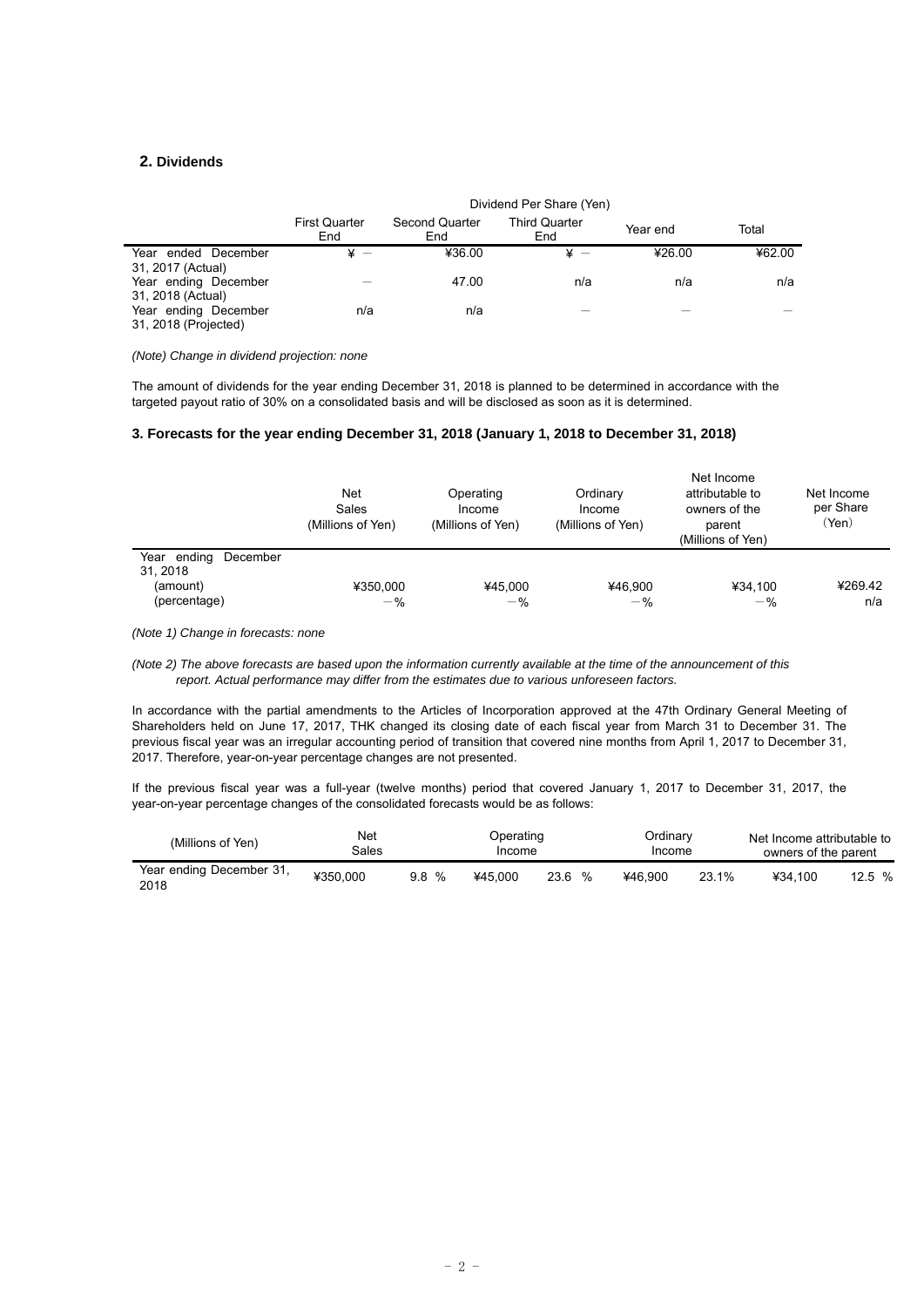## 2. Dividends

| | Dividend Per Share (Yen) | | | | |
|---|---|---|---|---|---|
| | First Quarter End | Second Quarter End | Third Quarter End | Year end | Total |
| Year ended December 31, 2017 (Actual) | ¥ － | ¥36.00 | ¥ － | ¥26.00 | ¥62.00 |
| Year ending December 31, 2018 (Actual) | － | 47.00 | n/a | n/a | n/a |
| Year ending December 31, 2018 (Projected) | n/a | n/a | － | － | － |

*(Note) Change in dividend projection: none*

The amount of dividends for the year ending December 31, 2018 is planned to be determined in accordance with the targeted payout ratio of 30% on a consolidated basis and will be disclosed as soon as it is determined.

### 3. Forecasts for the year ending December 31, 2018 (January 1, 2018 to December 31, 2018)

| | Net Sales (Millions of Yen) | Operating Income (Millions of Yen) | Ordinary Income (Millions of Yen) | Net Income attributable to owners of the parent (Millions of Yen) | Net Income per Share (Yen) |
|---|---|---|---|---|---|
| Year ending December 31, 2018 | | | | | |
| (amount) | ¥350,000 | ¥45,000 | ¥46,900 | ¥34,100 | ¥269.42 |
| (percentage) | －% | －% | －% | －% | n/a |

*(Note 1) Change in forecasts: none*

*(Note 2) The above forecasts are based upon the information currently available at the time of the announcement of this report. Actual performance may differ from the estimates due to various unforeseen factors.*

In accordance with the partial amendments to the Articles of Incorporation approved at the 47th Ordinary General Meeting of Shareholders held on June 17, 2017, THK changed its closing date of each fiscal year from March 31 to December 31. The previous fiscal year was an irregular accounting period of transition that covered nine months from April 1, 2017 to December 31, 2017. Therefore, year-on-year percentage changes are not presented.

If the previous fiscal year was a full-year (twelve months) period that covered January 1, 2017 to December 31, 2017, the year-on-year percentage changes of the consolidated forecasts would be as follows:

| (Millions of Yen) | Net Sales | | Operating Income | | Ordinary Income | | Net Income attributable to owners of the parent | |
|---|---|---|---|---|---|---|---|---|
| Year ending December 31, 2018 | ¥350,000 | 9.8 % | ¥45,000 | 23.6 % | ¥46,900 | 23.1% | ¥34,100 | 12.5 % |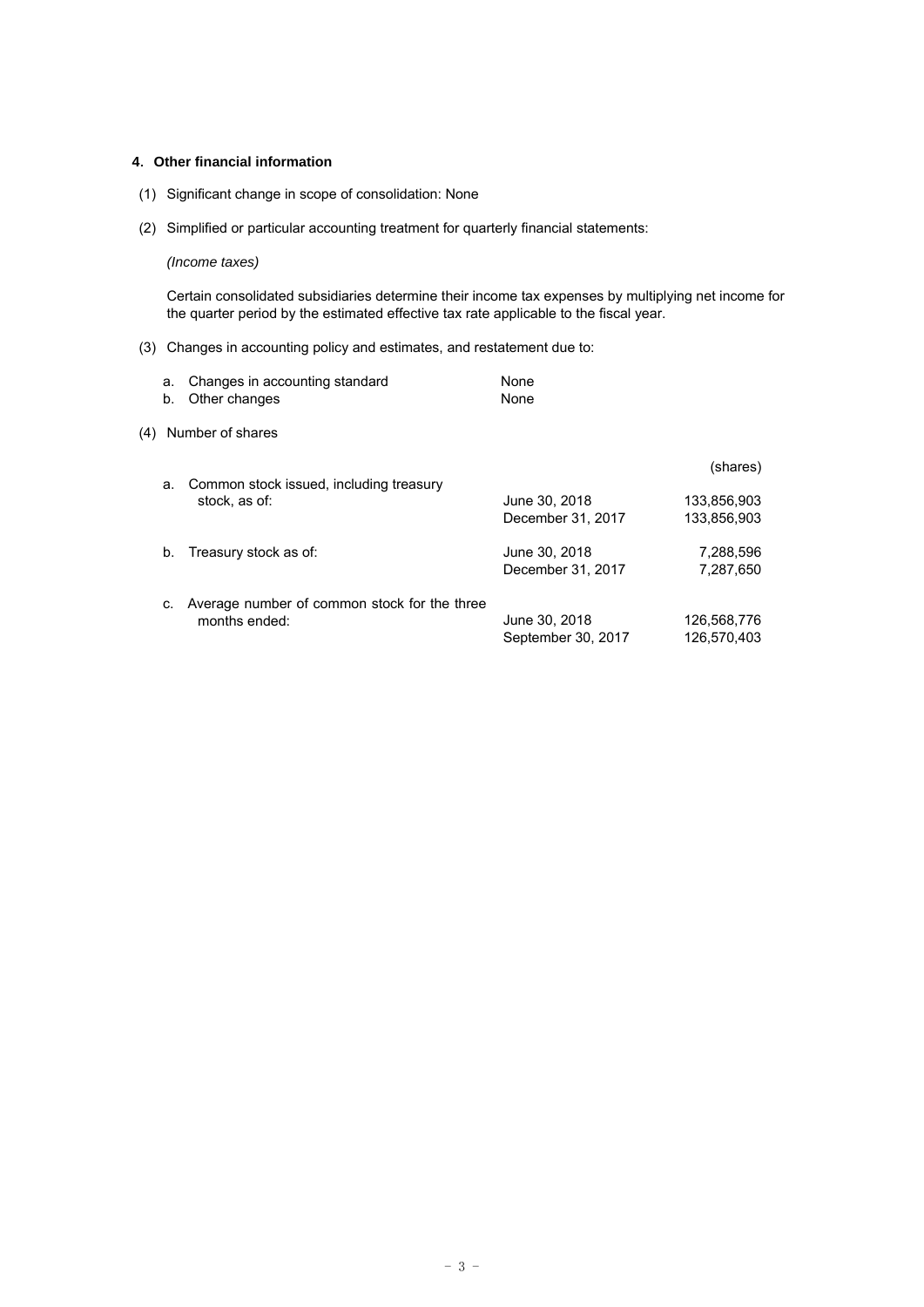## 4. Other financial information

(1) Significant change in scope of consolidation: None

(2) Simplified or particular accounting treatment for quarterly financial statements:

*(Income taxes)*

Certain consolidated subsidiaries determine their income tax expenses by multiplying net income for the quarter period by the estimated effective tax rate applicable to the fiscal year.

(3) Changes in accounting policy and estimates, and restatement due to:

| | | |
|---|---|---|
| a. | Changes in accounting standard | None |
| b. | Other changes | None |

(4) Number of shares

| | | | (shares) |
|---|---|---|---|
| a. | Common stock issued, including treasury stock, as of: | June 30, 2018 | 133,856,903 |
| | | December 31, 2017 | 133,856,903 |
| b. | Treasury stock as of: | June 30, 2018 | 7,288,596 |
| | | December 31, 2017 | 7,287,650 |
| c. | Average number of common stock for the three months ended: | June 30, 2018 | 126,568,776 |
| | | September 30, 2017 | 126,570,403 |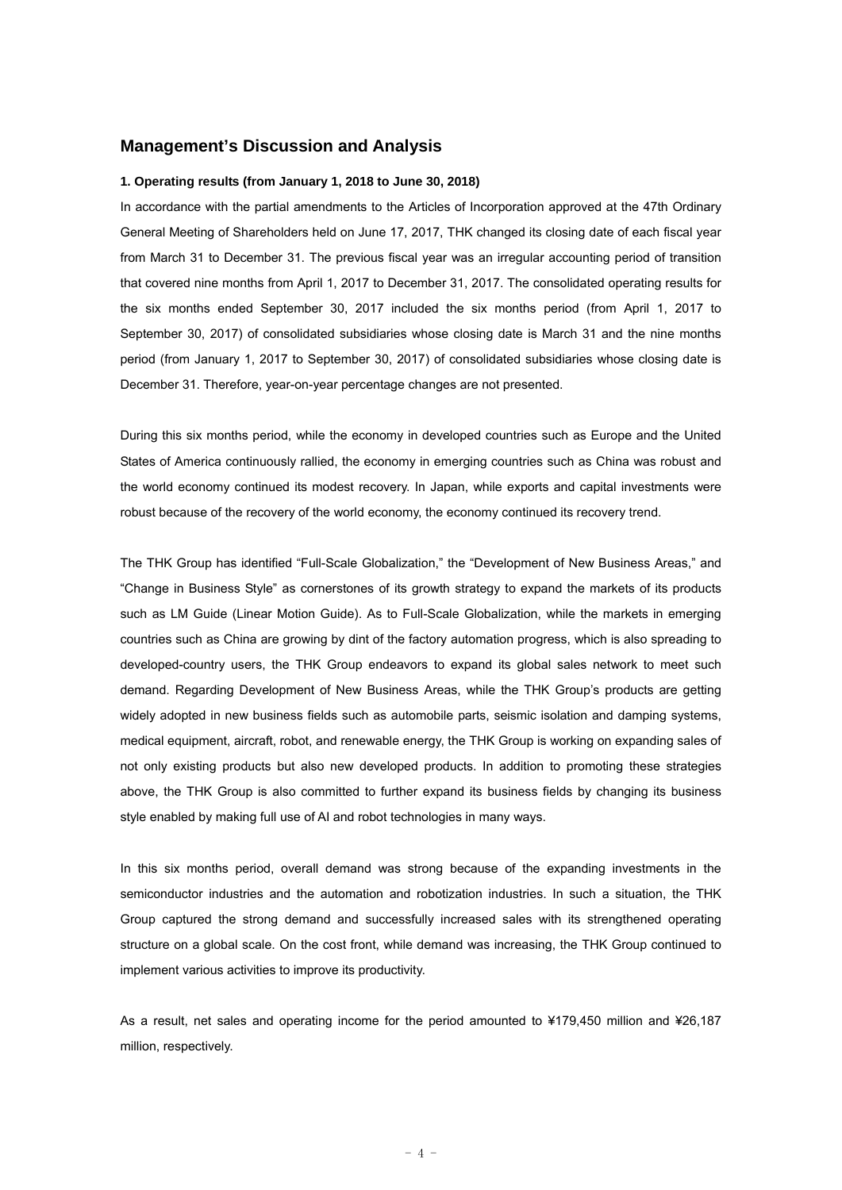## Management's Discussion and Analysis

### 1. Operating results (from January 1, 2018 to June 30, 2018)

In accordance with the partial amendments to the Articles of Incorporation approved at the 47th Ordinary General Meeting of Shareholders held on June 17, 2017, THK changed its closing date of each fiscal year from March 31 to December 31. The previous fiscal year was an irregular accounting period of transition that covered nine months from April 1, 2017 to December 31, 2017. The consolidated operating results for the six months ended September 30, 2017 included the six months period (from April 1, 2017 to September 30, 2017) of consolidated subsidiaries whose closing date is March 31 and the nine months period (from January 1, 2017 to September 30, 2017) of consolidated subsidiaries whose closing date is December 31. Therefore, year-on-year percentage changes are not presented.

During this six months period, while the economy in developed countries such as Europe and the United States of America continuously rallied, the economy in emerging countries such as China was robust and the world economy continued its modest recovery. In Japan, while exports and capital investments were robust because of the recovery of the world economy, the economy continued its recovery trend.

The THK Group has identified "Full-Scale Globalization," the "Development of New Business Areas," and "Change in Business Style" as cornerstones of its growth strategy to expand the markets of its products such as LM Guide (Linear Motion Guide). As to Full-Scale Globalization, while the markets in emerging countries such as China are growing by dint of the factory automation progress, which is also spreading to developed-country users, the THK Group endeavors to expand its global sales network to meet such demand. Regarding Development of New Business Areas, while the THK Group's products are getting widely adopted in new business fields such as automobile parts, seismic isolation and damping systems, medical equipment, aircraft, robot, and renewable energy, the THK Group is working on expanding sales of not only existing products but also new developed products. In addition to promoting these strategies above, the THK Group is also committed to further expand its business fields by changing its business style enabled by making full use of AI and robot technologies in many ways.

In this six months period, overall demand was strong because of the expanding investments in the semiconductor industries and the automation and robotization industries. In such a situation, the THK Group captured the strong demand and successfully increased sales with its strengthened operating structure on a global scale. On the cost front, while demand was increasing, the THK Group continued to implement various activities to improve its productivity.

As a result, net sales and operating income for the period amounted to ¥179,450 million and ¥26,187 million, respectively.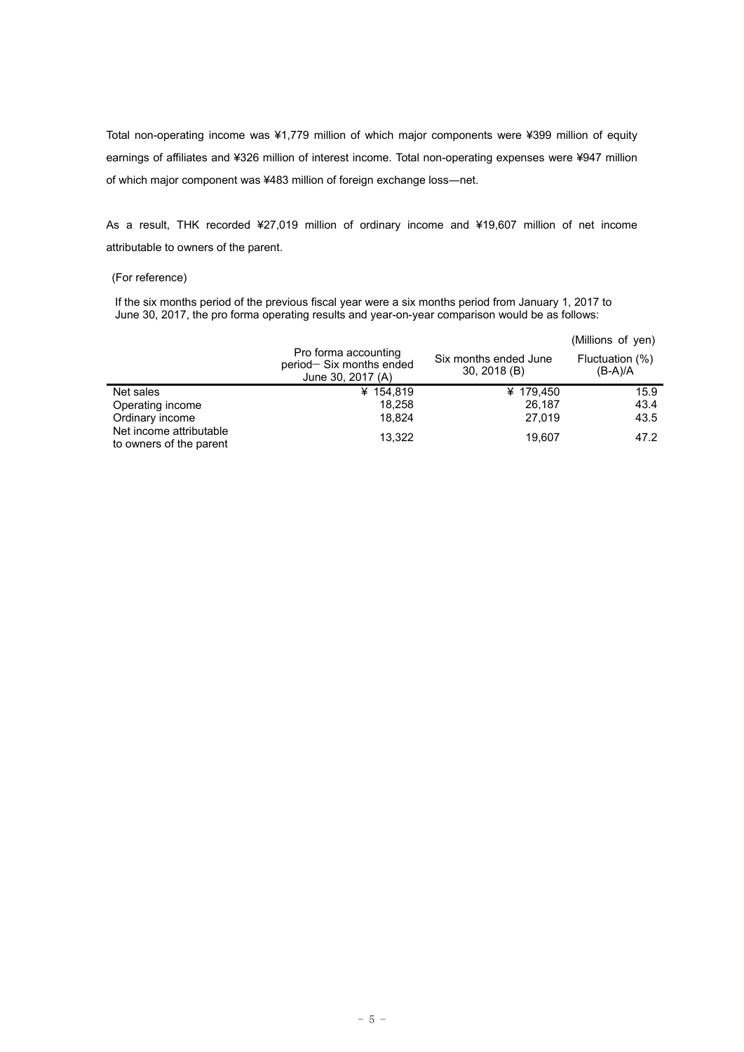Total non-operating income was ¥1,779 million of which major components were ¥399 million of equity earnings of affiliates and ¥326 million of interest income. Total non-operating expenses were ¥947 million of which major component was ¥483 million of foreign exchange loss—net.

As a result, THK recorded ¥27,019 million of ordinary income and ¥19,607 million of net income attributable to owners of the parent.

(For reference)

If the six months period of the previous fiscal year were a six months period from January 1, 2017 to June 30, 2017, the pro forma operating results and year-on-year comparison would be as follows:

(Millions of yen)

| | Pro forma accounting period— Six months ended June 30, 2017 (A) | Six months ended June 30, 2018 (B) | Fluctuation (%) (B-A)/A |
|---|---|---|---|
| Net sales | ¥ 154,819 | ¥ 179,450 | 15.9 |
| Operating income | 18,258 | 26,187 | 43.4 |
| Ordinary income | 18,824 | 27,019 | 43.5 |
| Net income attributable to owners of the parent | 13,322 | 19,607 | 47.2 |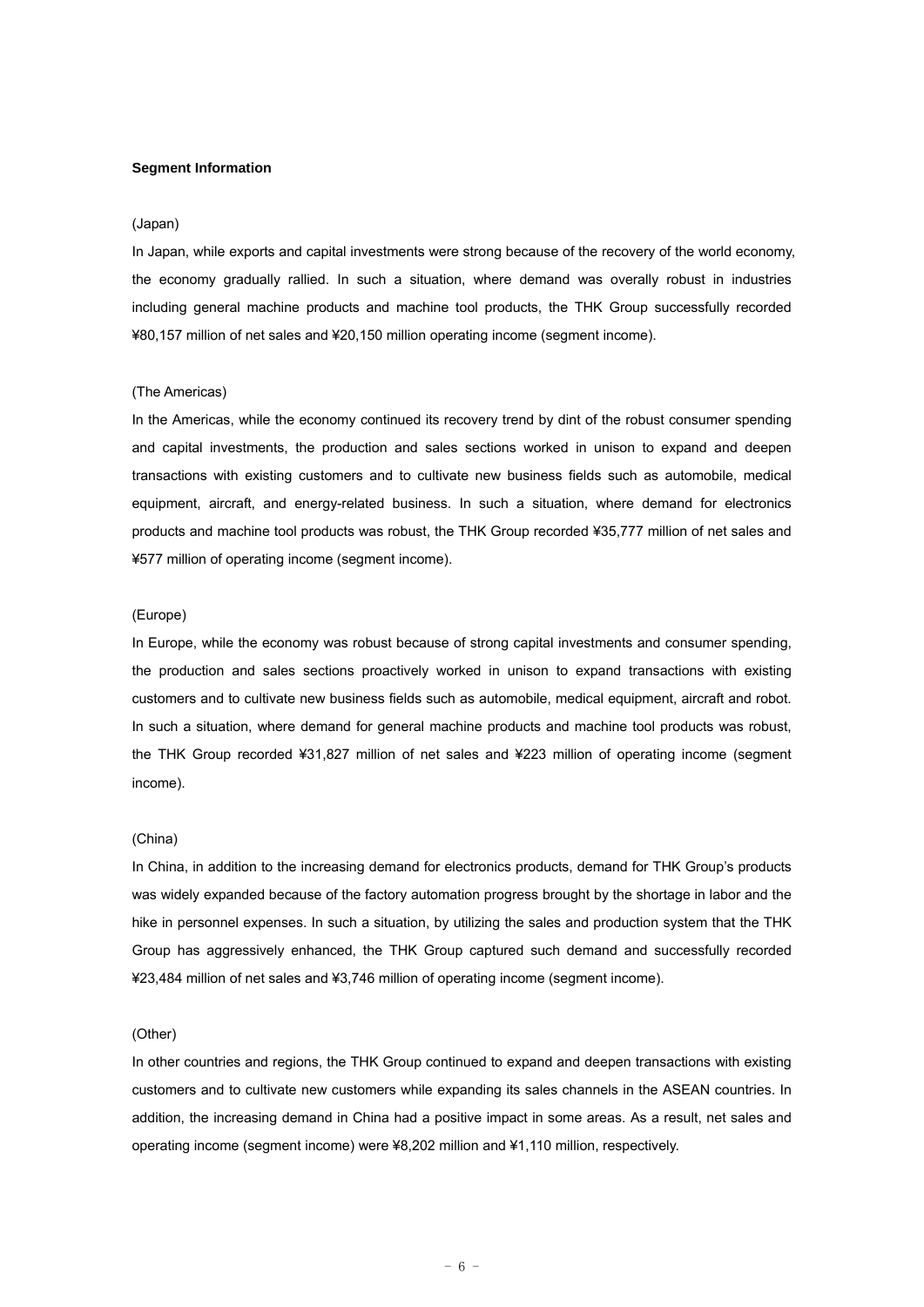**Segment Information**

(Japan)

In Japan, while exports and capital investments were strong because of the recovery of the world economy, the economy gradually rallied. In such a situation, where demand was overally robust in industries including general machine products and machine tool products, the THK Group successfully recorded ¥80,157 million of net sales and ¥20,150 million operating income (segment income).

(The Americas)

In the Americas, while the economy continued its recovery trend by dint of the robust consumer spending and capital investments, the production and sales sections worked in unison to expand and deepen transactions with existing customers and to cultivate new business fields such as automobile, medical equipment, aircraft, and energy-related business. In such a situation, where demand for electronics products and machine tool products was robust, the THK Group recorded ¥35,777 million of net sales and ¥577 million of operating income (segment income).

(Europe)

In Europe, while the economy was robust because of strong capital investments and consumer spending, the production and sales sections proactively worked in unison to expand transactions with existing customers and to cultivate new business fields such as automobile, medical equipment, aircraft and robot. In such a situation, where demand for general machine products and machine tool products was robust, the THK Group recorded ¥31,827 million of net sales and ¥223 million of operating income (segment income).

(China)

In China, in addition to the increasing demand for electronics products, demand for THK Group's products was widely expanded because of the factory automation progress brought by the shortage in labor and the hike in personnel expenses. In such a situation, by utilizing the sales and production system that the THK Group has aggressively enhanced, the THK Group captured such demand and successfully recorded ¥23,484 million of net sales and ¥3,746 million of operating income (segment income).

(Other)

In other countries and regions, the THK Group continued to expand and deepen transactions with existing customers and to cultivate new customers while expanding its sales channels in the ASEAN countries. In addition, the increasing demand in China had a positive impact in some areas. As a result, net sales and operating income (segment income) were ¥8,202 million and ¥1,110 million, respectively.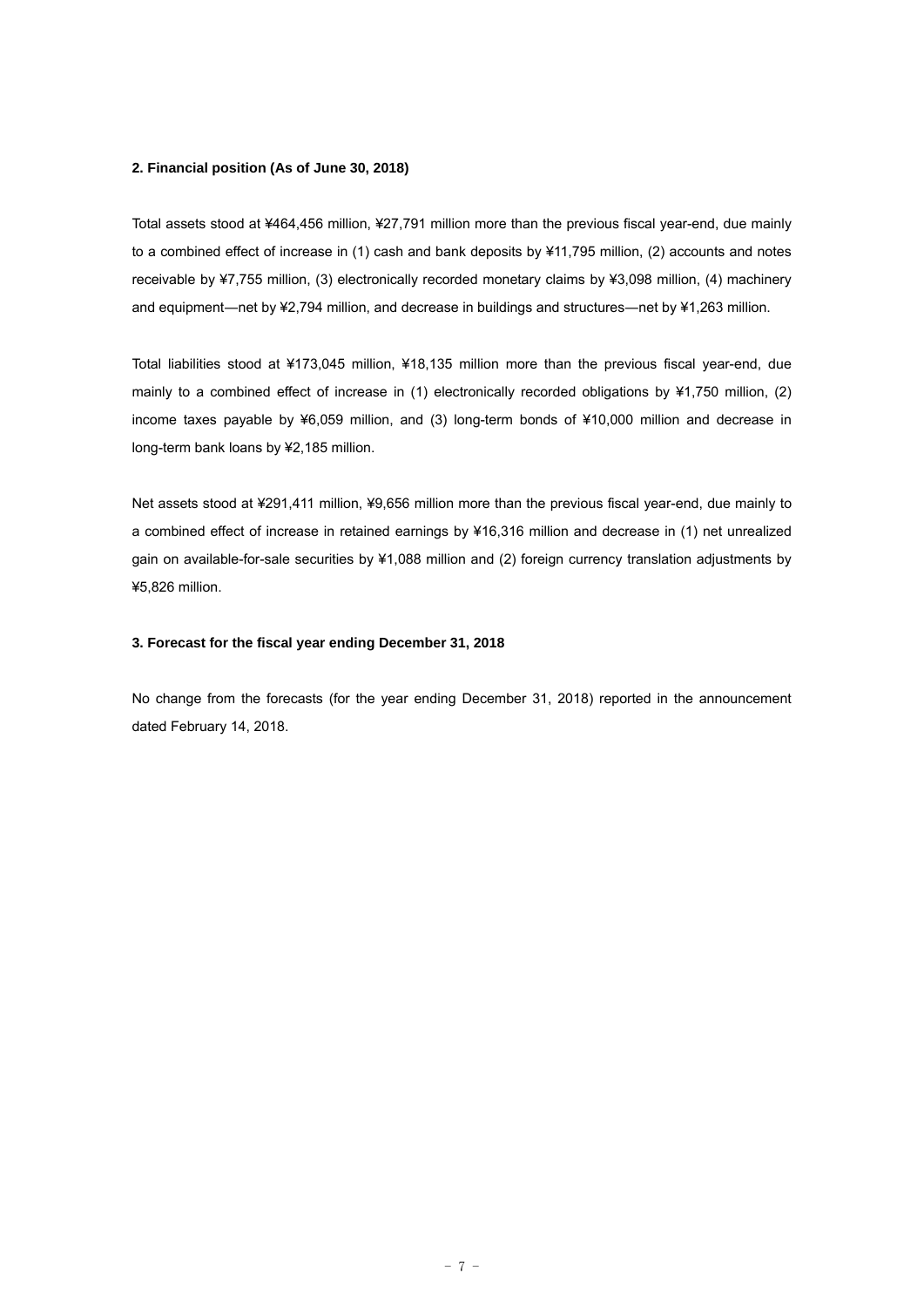## 2. Financial position (As of June 30, 2018)

Total assets stood at ¥464,456 million, ¥27,791 million more than the previous fiscal year-end, due mainly to a combined effect of increase in (1) cash and bank deposits by ¥11,795 million, (2) accounts and notes receivable by ¥7,755 million, (3) electronically recorded monetary claims by ¥3,098 million, (4) machinery and equipment—net by ¥2,794 million, and decrease in buildings and structures—net by ¥1,263 million.

Total liabilities stood at ¥173,045 million, ¥18,135 million more than the previous fiscal year-end, due mainly to a combined effect of increase in (1) electronically recorded obligations by ¥1,750 million, (2) income taxes payable by ¥6,059 million, and (3) long-term bonds of ¥10,000 million and decrease in long-term bank loans by ¥2,185 million.

Net assets stood at ¥291,411 million, ¥9,656 million more than the previous fiscal year-end, due mainly to a combined effect of increase in retained earnings by ¥16,316 million and decrease in (1) net unrealized gain on available-for-sale securities by ¥1,088 million and (2) foreign currency translation adjustments by ¥5,826 million.

## 3. Forecast for the fiscal year ending December 31, 2018

No change from the forecasts (for the year ending December 31, 2018) reported in the announcement dated February 14, 2018.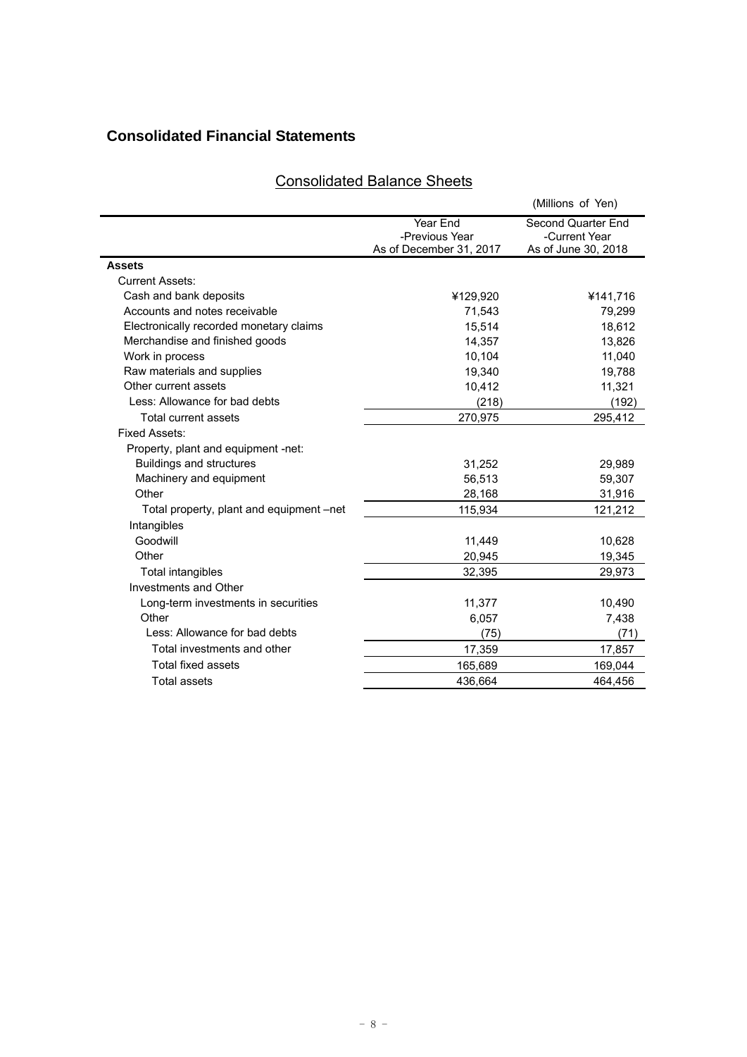## Consolidated Financial Statements

### Consolidated Balance Sheets

(Millions of Yen)

| | Year End -Previous Year As of December 31, 2017 | Second Quarter End -Current Year As of June 30, 2018 |
|---|---|---|
| **Assets** | | |
| Current Assets: | | |
| Cash and bank deposits | ¥129,920 | ¥141,716 |
| Accounts and notes receivable | 71,543 | 79,299 |
| Electronically recorded monetary claims | 15,514 | 18,612 |
| Merchandise and finished goods | 14,357 | 13,826 |
| Work in process | 10,104 | 11,040 |
| Raw materials and supplies | 19,340 | 19,788 |
| Other current assets | 10,412 | 11,321 |
| Less: Allowance for bad debts | (218) | (192) |
| Total current assets | 270,975 | 295,412 |
| Fixed Assets: | | |
| Property, plant and equipment -net: | | |
| Buildings and structures | 31,252 | 29,989 |
| Machinery and equipment | 56,513 | 59,307 |
| Other | 28,168 | 31,916 |
| Total property, plant and equipment –net | 115,934 | 121,212 |
| Intangibles | | |
| Goodwill | 11,449 | 10,628 |
| Other | 20,945 | 19,345 |
| Total intangibles | 32,395 | 29,973 |
| Investments and Other | | |
| Long-term investments in securities | 11,377 | 10,490 |
| Other | 6,057 | 7,438 |
| Less: Allowance for bad debts | (75) | (71) |
| Total investments and other | 17,359 | 17,857 |
| Total fixed assets | 165,689 | 169,044 |
| Total assets | 436,664 | 464,456 |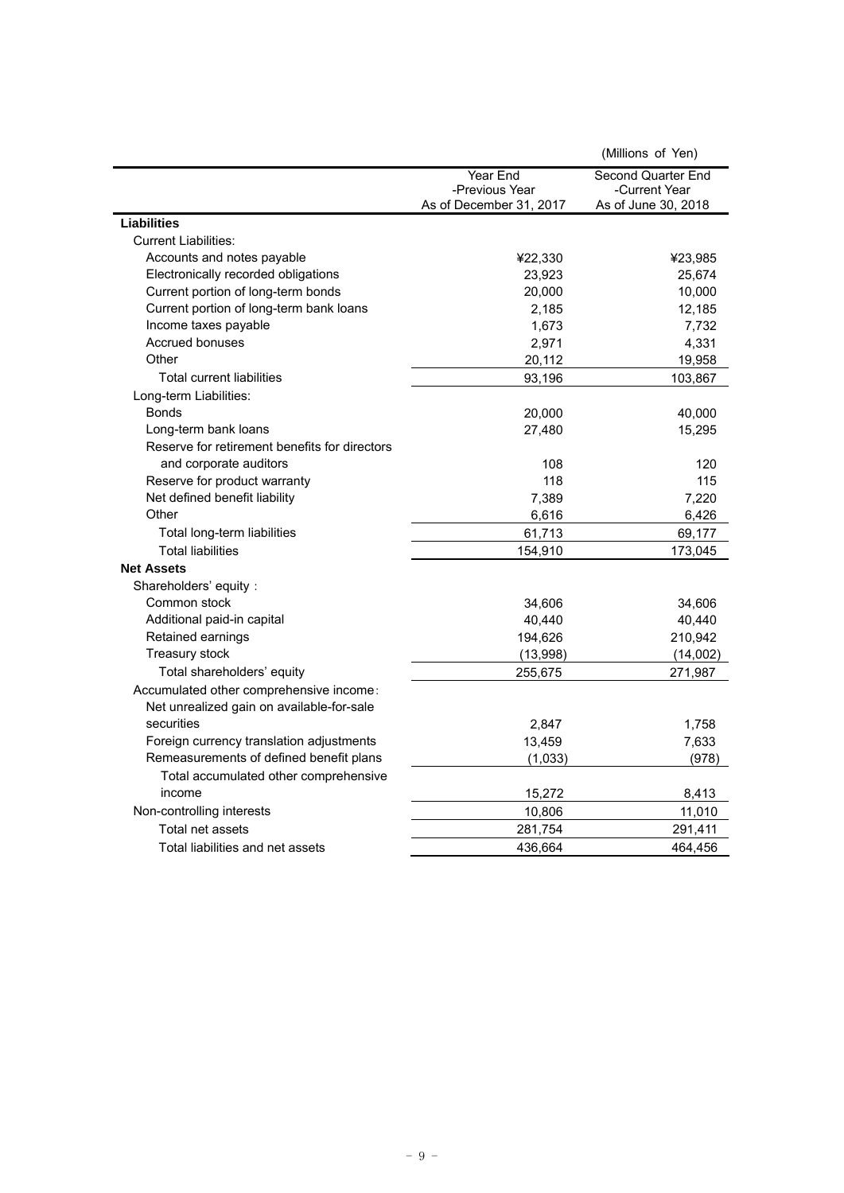(Millions of Yen)

| | Year End -Previous Year As of December 31, 2017 | Second Quarter End -Current Year As of June 30, 2018 |
|---|---|---|
| **Liabilities** | | |
| Current Liabilities: | | |
| Accounts and notes payable | ¥22,330 | ¥23,985 |
| Electronically recorded obligations | 23,923 | 25,674 |
| Current portion of long-term bonds | 20,000 | 10,000 |
| Current portion of long-term bank loans | 2,185 | 12,185 |
| Income taxes payable | 1,673 | 7,732 |
| Accrued bonuses | 2,971 | 4,331 |
| Other | 20,112 | 19,958 |
| Total current liabilities | 93,196 | 103,867 |
| Long-term Liabilities: | | |
| Bonds | 20,000 | 40,000 |
| Long-term bank loans | 27,480 | 15,295 |
| Reserve for retirement benefits for directors and corporate auditors | 108 | 120 |
| Reserve for product warranty | 118 | 115 |
| Net defined benefit liability | 7,389 | 7,220 |
| Other | 6,616 | 6,426 |
| Total long-term liabilities | 61,713 | 69,177 |
| Total liabilities | 154,910 | 173,045 |
| **Net Assets** | | |
| Shareholders' equity : | | |
| Common stock | 34,606 | 34,606 |
| Additional paid-in capital | 40,440 | 40,440 |
| Retained earnings | 194,626 | 210,942 |
| Treasury stock | (13,998) | (14,002) |
| Total shareholders' equity | 255,675 | 271,987 |
| Accumulated other comprehensive income: | | |
| Net unrealized gain on available-for-sale securities | 2,847 | 1,758 |
| Foreign currency translation adjustments | 13,459 | 7,633 |
| Remeasurements of defined benefit plans | (1,033) | (978) |
| Total accumulated other comprehensive income | 15,272 | 8,413 |
| Non-controlling interests | 10,806 | 11,010 |
| Total net assets | 281,754 | 291,411 |
| Total liabilities and net assets | 436,664 | 464,456 |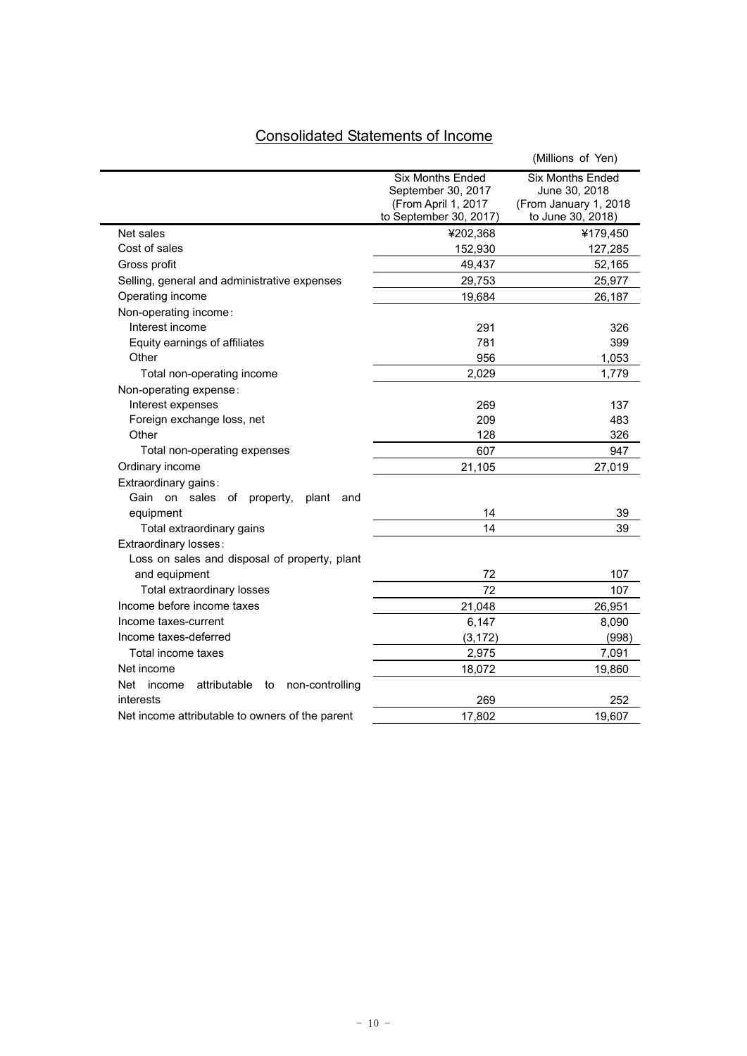## Consolidated Statements of Income

(Millions of Yen)

| | Six Months Ended September 30, 2017 (From April 1, 2017 to September 30, 2017) | Six Months Ended June 30, 2018 (From January 1, 2018 to June 30, 2018) |
|---|---|---|
| Net sales | ¥202,368 | ¥179,450 |
| Cost of sales | 152,930 | 127,285 |
| Gross profit | 49,437 | 52,165 |
| Selling, general and administrative expenses | 29,753 | 25,977 |
| Operating income | 19,684 | 26,187 |
| Non-operating income: | | |
| Interest income | 291 | 326 |
| Equity earnings of affiliates | 781 | 399 |
| Other | 956 | 1,053 |
| Total non-operating income | 2,029 | 1,779 |
| Non-operating expense: | | |
| Interest expenses | 269 | 137 |
| Foreign exchange loss, net | 209 | 483 |
| Other | 128 | 326 |
| Total non-operating expenses | 607 | 947 |
| Ordinary income | 21,105 | 27,019 |
| Extraordinary gains: | | |
| Gain on sales of property, plant and equipment | 14 | 39 |
| Total extraordinary gains | 14 | 39 |
| Extraordinary losses: | | |
| Loss on sales and disposal of property, plant and equipment | 72 | 107 |
| Total extraordinary losses | 72 | 107 |
| Income before income taxes | 21,048 | 26,951 |
| Income taxes-current | 6,147 | 8,090 |
| Income taxes-deferred | (3,172) | (998) |
| Total income taxes | 2,975 | 7,091 |
| Net income | 18,072 | 19,860 |
| Net income attributable to non-controlling interests | 269 | 252 |
| Net income attributable to owners of the parent | 17,802 | 19,607 |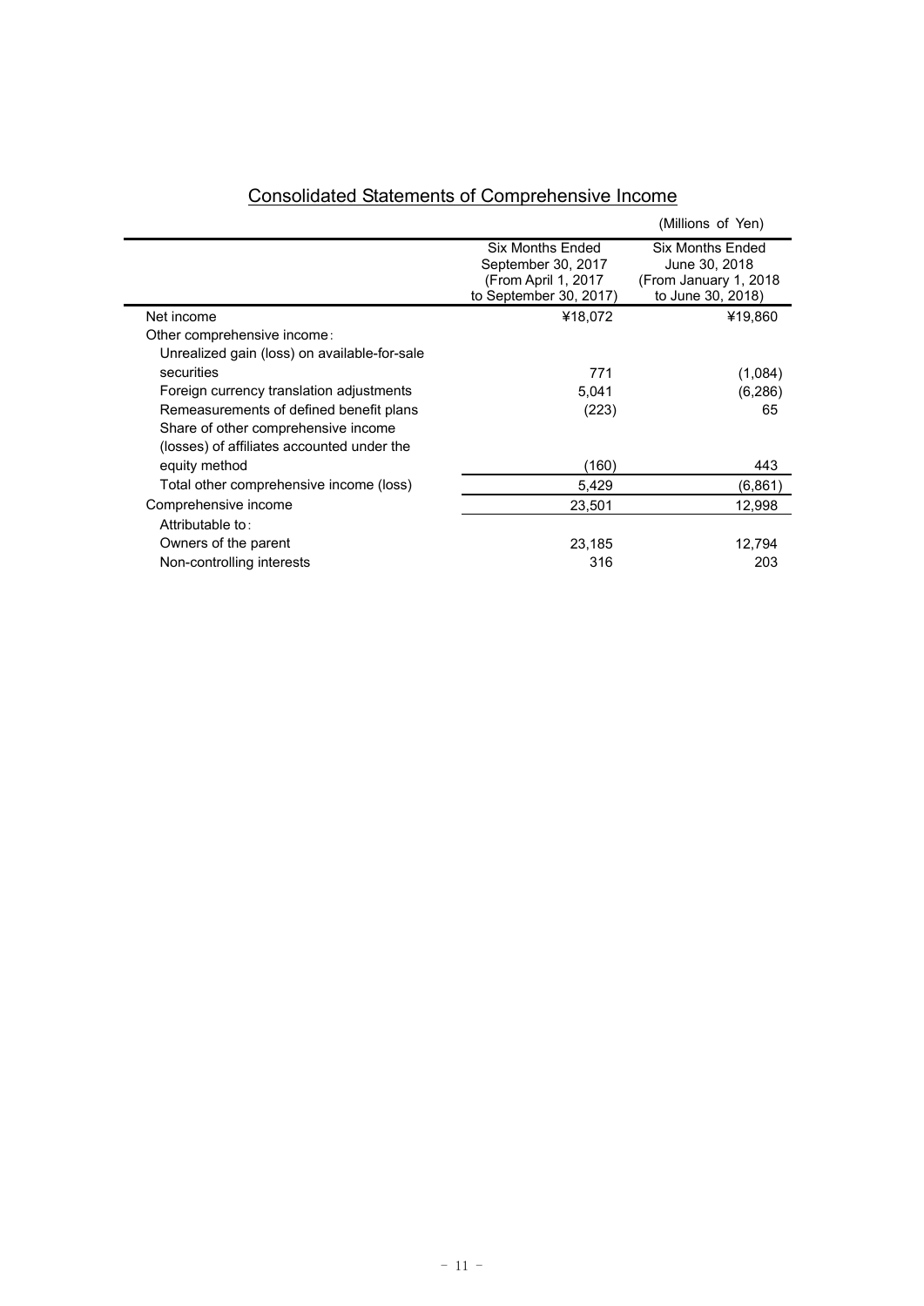## Consolidated Statements of Comprehensive Income

(Millions of Yen)

| | Six Months Ended September 30, 2017 (From April 1, 2017 to September 30, 2017) | Six Months Ended June 30, 2018 (From January 1, 2018 to June 30, 2018) |
|---|---|---|
| Net income | ¥18,072 | ¥19,860 |
| Other comprehensive income: | | |
| Unrealized gain (loss) on available-for-sale securities | 771 | (1,084) |
| Foreign currency translation adjustments | 5,041 | (6,286) |
| Remeasurements of defined benefit plans | (223) | 65 |
| Share of other comprehensive income (losses) of affiliates accounted under the equity method | (160) | 443 |
| Total other comprehensive income (loss) | 5,429 | (6,861) |
| Comprehensive income | 23,501 | 12,998 |
| Attributable to: | | |
| Owners of the parent | 23,185 | 12,794 |
| Non-controlling interests | 316 | 203 |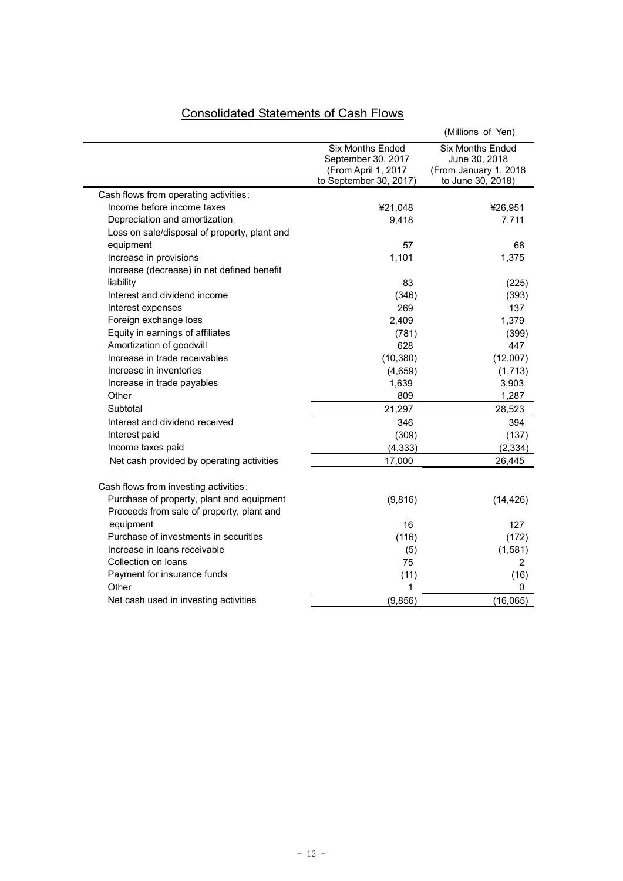## Consolidated Statements of Cash Flows

(Millions of Yen)

| | Six Months Ended September 30, 2017 (From April 1, 2017 to September 30, 2017) | Six Months Ended June 30, 2018 (From January 1, 2018 to June 30, 2018) |
|---|---|---|
| Cash flows from operating activities: | | |
| Income before income taxes | ¥21,048 | ¥26,951 |
| Depreciation and amortization | 9,418 | 7,711 |
| Loss on sale/disposal of property, plant and equipment | 57 | 68 |
| Increase in provisions | 1,101 | 1,375 |
| Increase (decrease) in net defined benefit liability | 83 | (225) |
| Interest and dividend income | (346) | (393) |
| Interest expenses | 269 | 137 |
| Foreign exchange loss | 2,409 | 1,379 |
| Equity in earnings of affiliates | (781) | (399) |
| Amortization of goodwill | 628 | 447 |
| Increase in trade receivables | (10,380) | (12,007) |
| Increase in inventories | (4,659) | (1,713) |
| Increase in trade payables | 1,639 | 3,903 |
| Other | 809 | 1,287 |
| Subtotal | 21,297 | 28,523 |
| Interest and dividend received | 346 | 394 |
| Interest paid | (309) | (137) |
| Income taxes paid | (4,333) | (2,334) |
| Net cash provided by operating activities | 17,000 | 26,445 |
| Cash flows from investing activities: | | |
| Purchase of property, plant and equipment | (9,816) | (14,426) |
| Proceeds from sale of property, plant and equipment | 16 | 127 |
| Purchase of investments in securities | (116) | (172) |
| Increase in loans receivable | (5) | (1,581) |
| Collection on loans | 75 | 2 |
| Payment for insurance funds | (11) | (16) |
| Other | 1 | 0 |
| Net cash used in investing activities | (9,856) | (16,065) |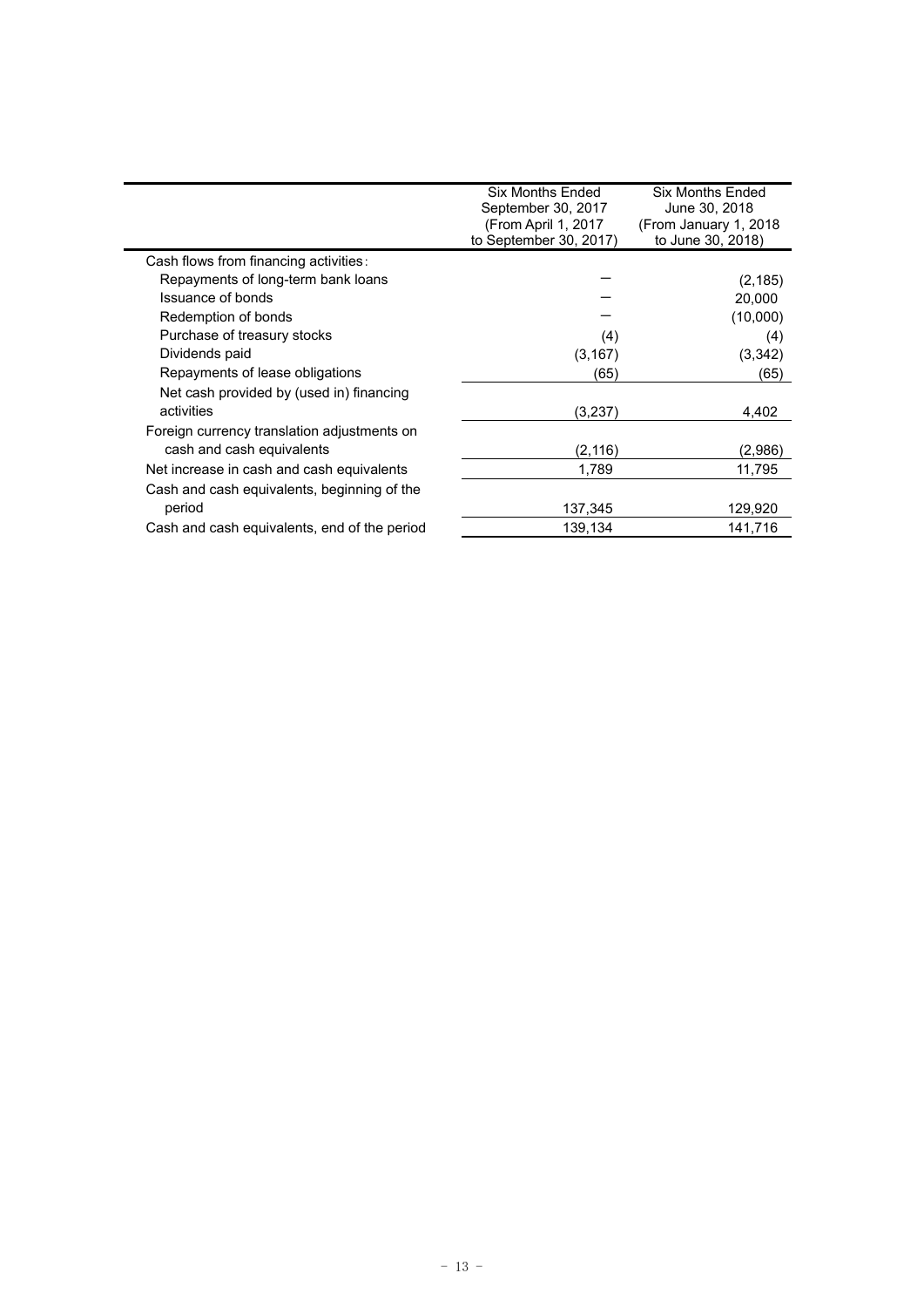| | Six Months Ended September 30, 2017 (From April 1, 2017 to September 30, 2017) | Six Months Ended June 30, 2018 (From January 1, 2018 to June 30, 2018) |
|---|---|---|
| Cash flows from financing activities: | | |
| Repayments of long-term bank loans | ― | (2,185) |
| Issuance of bonds | ― | 20,000 |
| Redemption of bonds | ― | (10,000) |
| Purchase of treasury stocks | (4) | (4) |
| Dividends paid | (3,167) | (3,342) |
| Repayments of lease obligations | (65) | (65) |
| Net cash provided by (used in) financing activities | (3,237) | 4,402 |
| Foreign currency translation adjustments on cash and cash equivalents | (2,116) | (2,986) |
| Net increase in cash and cash equivalents | 1,789 | 11,795 |
| Cash and cash equivalents, beginning of the period | 137,345 | 129,920 |
| Cash and cash equivalents, end of the period | 139,134 | 141,716 |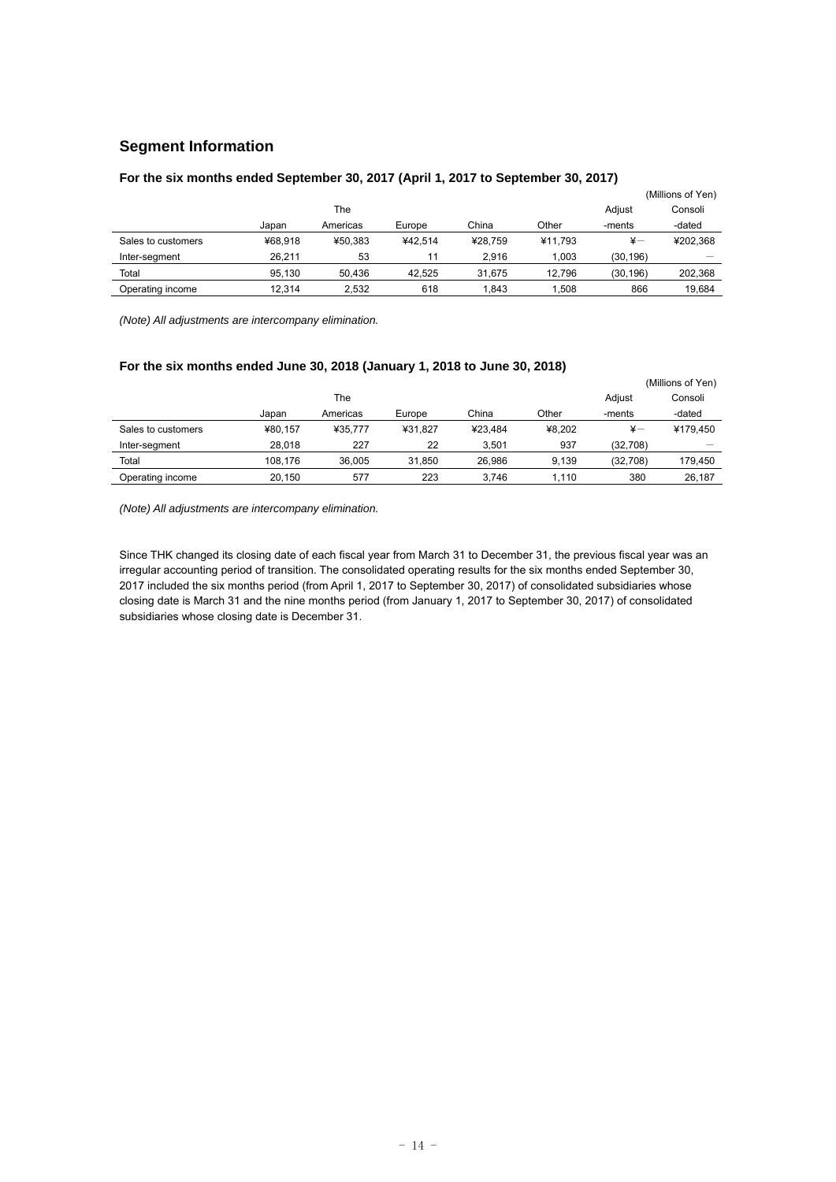## Segment Information

### For the six months ended September 30, 2017 (April 1, 2017 to September 30, 2017)

(Millions of Yen)

| | Japan | The Americas | Europe | China | Other | Adjust -ments | Consoli -dated |
|---|---|---|---|---|---|---|---|
| Sales to customers | ¥68,918 | ¥50,383 | ¥42,514 | ¥28,759 | ¥11,793 | ¥－ | ¥202,368 |
| Inter-segment | 26,211 | 53 | 11 | 2,916 | 1,003 | (30,196) | － |
| Total | 95,130 | 50,436 | 42,525 | 31,675 | 12,796 | (30,196) | 202,368 |
| Operating income | 12,314 | 2,532 | 618 | 1,843 | 1,508 | 866 | 19,684 |

*(Note) All adjustments are intercompany elimination.*

### For the six months ended June 30, 2018 (January 1, 2018 to June 30, 2018)

(Millions of Yen)

| | Japan | The Americas | Europe | China | Other | Adjust -ments | Consoli -dated |
|---|---|---|---|---|---|---|---|
| Sales to customers | ¥80,157 | ¥35,777 | ¥31,827 | ¥23,484 | ¥8,202 | ¥－ | ¥179,450 |
| Inter-segment | 28,018 | 227 | 22 | 3,501 | 937 | (32,708) | － |
| Total | 108,176 | 36,005 | 31,850 | 26,986 | 9,139 | (32,708) | 179,450 |
| Operating income | 20,150 | 577 | 223 | 3,746 | 1,110 | 380 | 26,187 |

*(Note) All adjustments are intercompany elimination.*

Since THK changed its closing date of each fiscal year from March 31 to December 31, the previous fiscal year was an irregular accounting period of transition. The consolidated operating results for the six months ended September 30, 2017 included the six months period (from April 1, 2017 to September 30, 2017) of consolidated subsidiaries whose closing date is March 31 and the nine months period (from January 1, 2017 to September 30, 2017) of consolidated subsidiaries whose closing date is December 31.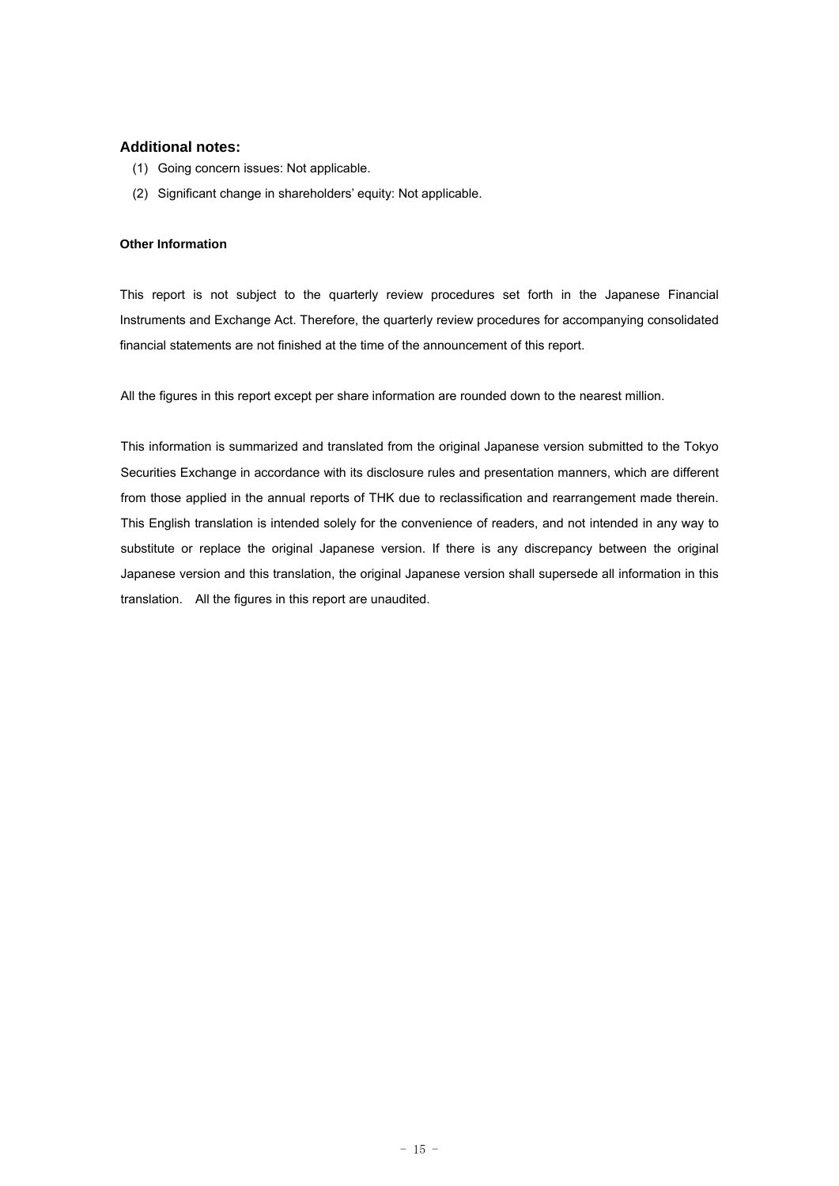## Additional notes:

(1) Going concern issues: Not applicable.

(2) Significant change in shareholders' equity: Not applicable.

**Other Information**

This report is not subject to the quarterly review procedures set forth in the Japanese Financial Instruments and Exchange Act. Therefore, the quarterly review procedures for accompanying consolidated financial statements are not finished at the time of the announcement of this report.

All the figures in this report except per share information are rounded down to the nearest million.

This information is summarized and translated from the original Japanese version submitted to the Tokyo Securities Exchange in accordance with its disclosure rules and presentation manners, which are different from those applied in the annual reports of THK due to reclassification and rearrangement made therein. This English translation is intended solely for the convenience of readers, and not intended in any way to substitute or replace the original Japanese version. If there is any discrepancy between the original Japanese version and this translation, the original Japanese version shall supersede all information in this translation. All the figures in this report are unaudited.